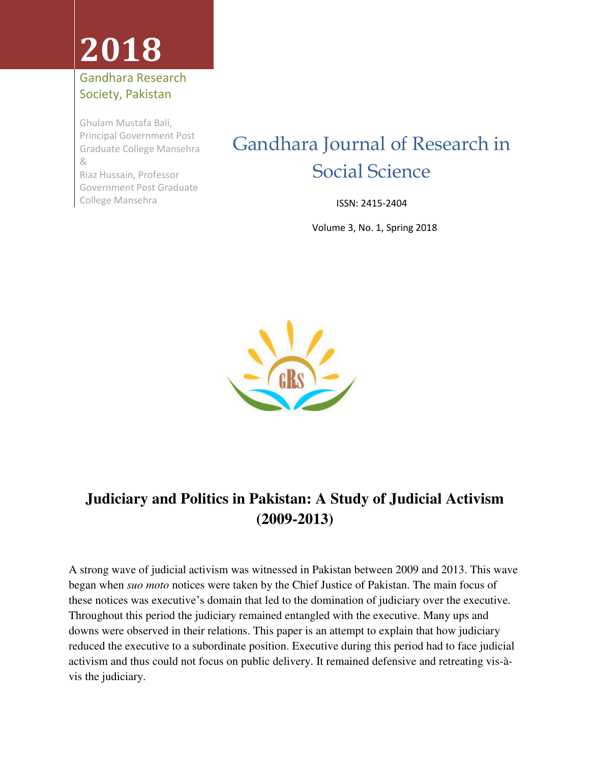**2018**

Gandhara Research Society, Pakistan

Ghulam Mustafa Bali, Principal Government Post Graduate College Mansehra
&
Riaz Hussain, Professor Government Post Graduate College Mansehra

# Gandhara Journal of Research in Social Science

ISSN: 2415-2404

Volume 3, No. 1, Spring 2018

## Judiciary and Politics in Pakistan: A Study of Judicial Activism (2009-2013)

A strong wave of judicial activism was witnessed in Pakistan between 2009 and 2013. This wave began when *suo moto* notices were taken by the Chief Justice of Pakistan. The main focus of these notices was executive's domain that led to the domination of judiciary over the executive. Throughout this period the judiciary remained entangled with the executive. Many ups and downs were observed in their relations. This paper is an attempt to explain that how judiciary reduced the executive to a subordinate position. Executive during this period had to face judicial activism and thus could not focus on public delivery. It remained defensive and retreating vis-à-vis the judiciary.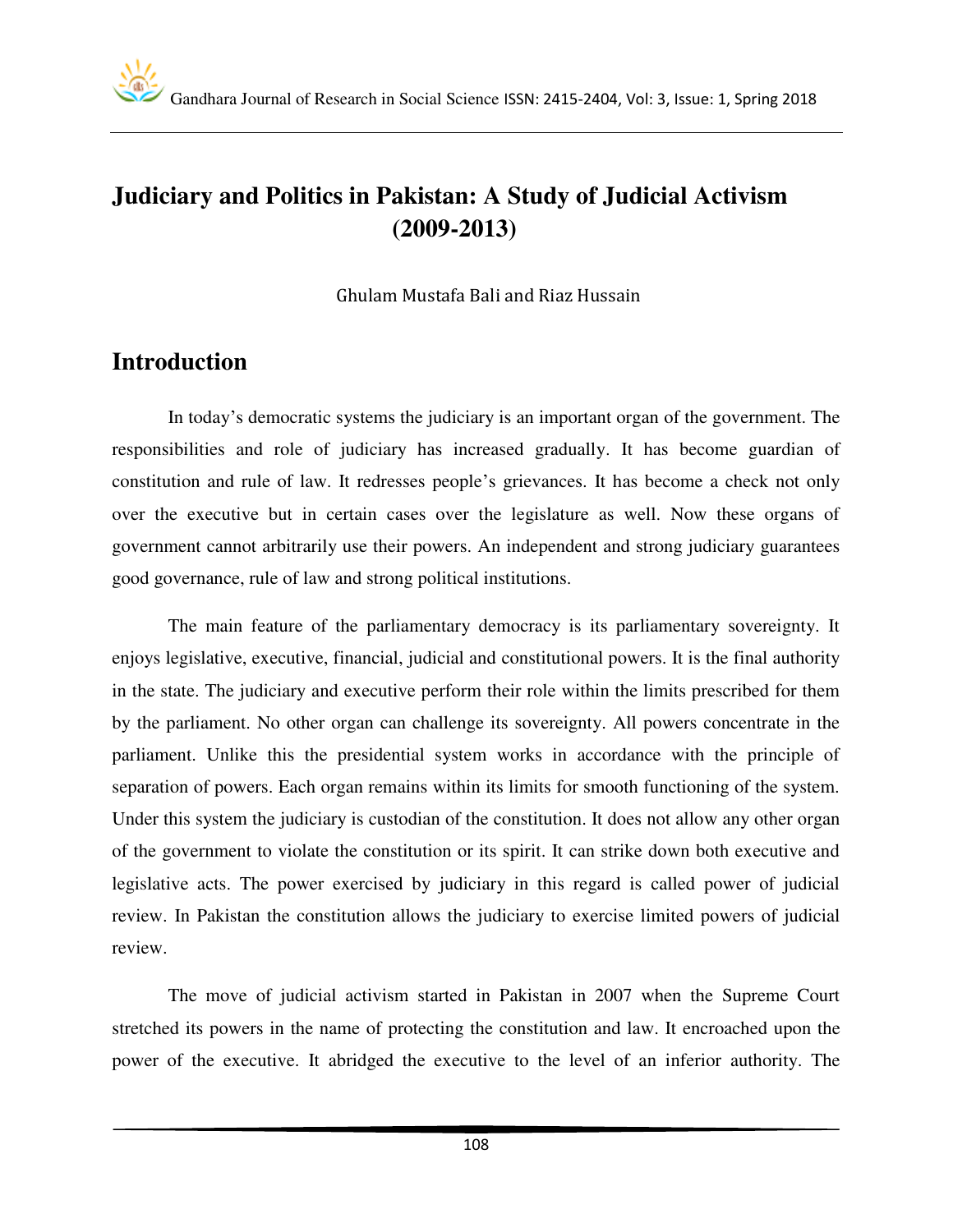# Judiciary and Politics in Pakistan: A Study of Judicial Activism (2009-2013)

Ghulam Mustafa Bali and Riaz Hussain

## Introduction

In today's democratic systems the judiciary is an important organ of the government. The responsibilities and role of judiciary has increased gradually. It has become guardian of constitution and rule of law. It redresses people's grievances. It has become a check not only over the executive but in certain cases over the legislature as well. Now these organs of government cannot arbitrarily use their powers. An independent and strong judiciary guarantees good governance, rule of law and strong political institutions.

The main feature of the parliamentary democracy is its parliamentary sovereignty. It enjoys legislative, executive, financial, judicial and constitutional powers. It is the final authority in the state. The judiciary and executive perform their role within the limits prescribed for them by the parliament. No other organ can challenge its sovereignty. All powers concentrate in the parliament. Unlike this the presidential system works in accordance with the principle of separation of powers. Each organ remains within its limits for smooth functioning of the system. Under this system the judiciary is custodian of the constitution. It does not allow any other organ of the government to violate the constitution or its spirit. It can strike down both executive and legislative acts. The power exercised by judiciary in this regard is called power of judicial review. In Pakistan the constitution allows the judiciary to exercise limited powers of judicial review.

The move of judicial activism started in Pakistan in 2007 when the Supreme Court stretched its powers in the name of protecting the constitution and law. It encroached upon the power of the executive. It abridged the executive to the level of an inferior authority. The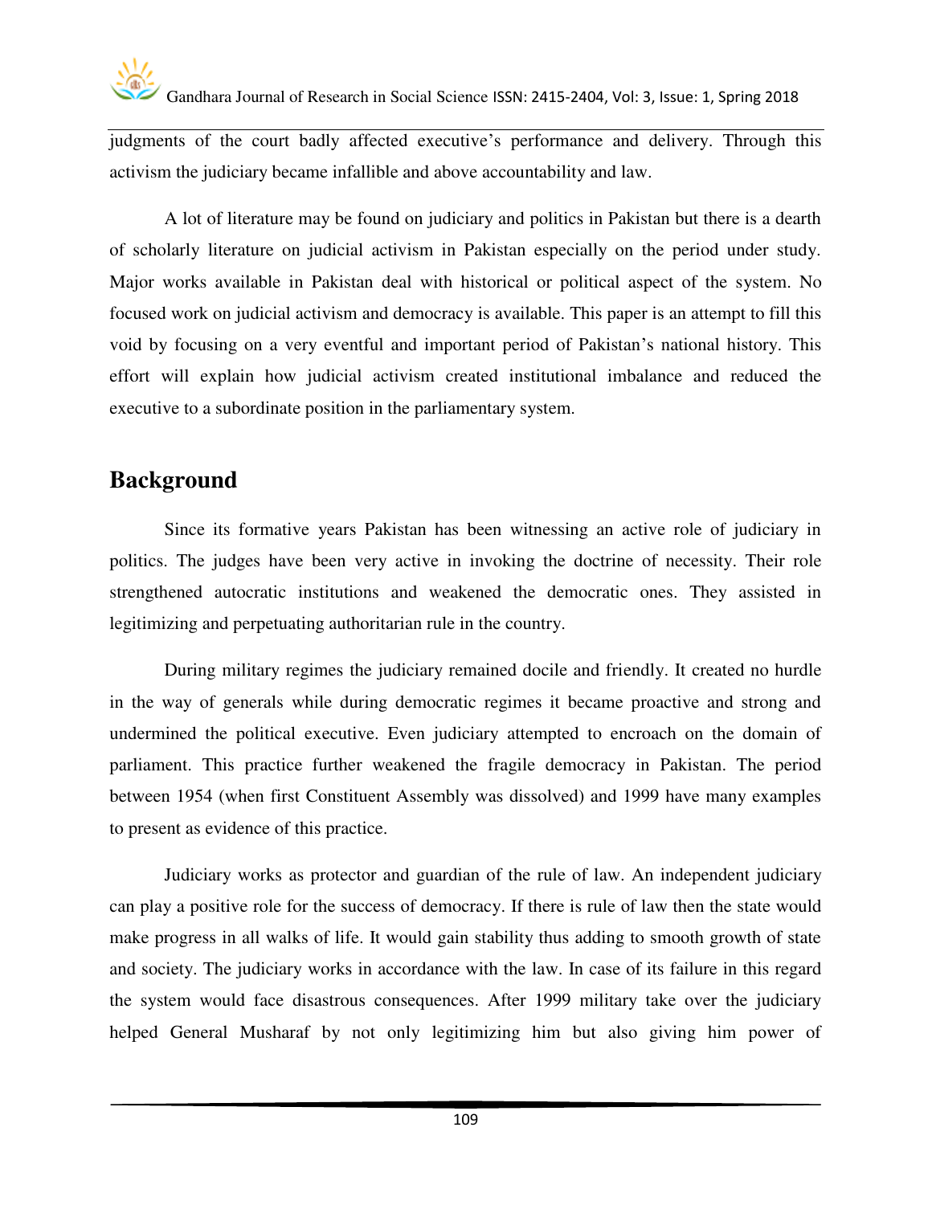judgments of the court badly affected executive's performance and delivery. Through this activism the judiciary became infallible and above accountability and law.

A lot of literature may be found on judiciary and politics in Pakistan but there is a dearth of scholarly literature on judicial activism in Pakistan especially on the period under study. Major works available in Pakistan deal with historical or political aspect of the system. No focused work on judicial activism and democracy is available. This paper is an attempt to fill this void by focusing on a very eventful and important period of Pakistan's national history. This effort will explain how judicial activism created institutional imbalance and reduced the executive to a subordinate position in the parliamentary system.

## Background

Since its formative years Pakistan has been witnessing an active role of judiciary in politics. The judges have been very active in invoking the doctrine of necessity. Their role strengthened autocratic institutions and weakened the democratic ones. They assisted in legitimizing and perpetuating authoritarian rule in the country.

During military regimes the judiciary remained docile and friendly. It created no hurdle in the way of generals while during democratic regimes it became proactive and strong and undermined the political executive. Even judiciary attempted to encroach on the domain of parliament. This practice further weakened the fragile democracy in Pakistan. The period between 1954 (when first Constituent Assembly was dissolved) and 1999 have many examples to present as evidence of this practice.

Judiciary works as protector and guardian of the rule of law. An independent judiciary can play a positive role for the success of democracy. If there is rule of law then the state would make progress in all walks of life. It would gain stability thus adding to smooth growth of state and society. The judiciary works in accordance with the law. In case of its failure in this regard the system would face disastrous consequences. After 1999 military take over the judiciary helped General Musharaf by not only legitimizing him but also giving him power of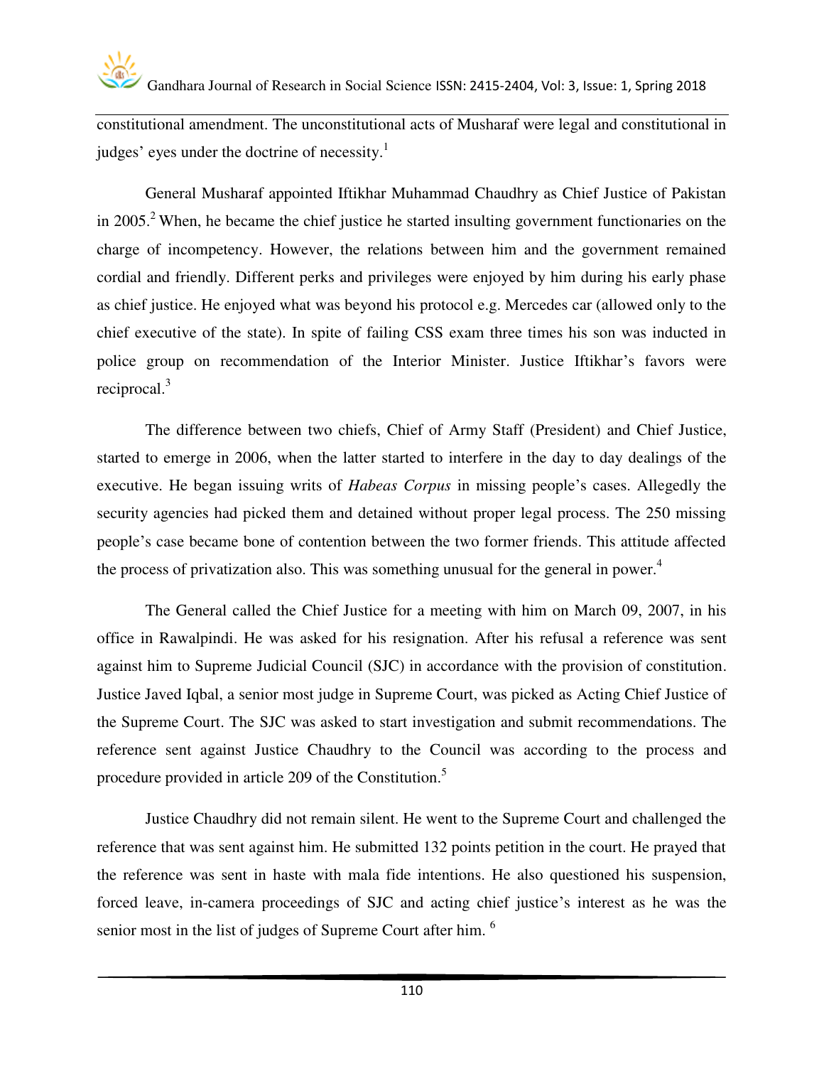constitutional amendment. The unconstitutional acts of Musharaf were legal and constitutional in judges' eyes under the doctrine of necessity.[1]

General Musharaf appointed Iftikhar Muhammad Chaudhry as Chief Justice of Pakistan in 2005.[2] When, he became the chief justice he started insulting government functionaries on the charge of incompetency. However, the relations between him and the government remained cordial and friendly. Different perks and privileges were enjoyed by him during his early phase as chief justice. He enjoyed what was beyond his protocol e.g. Mercedes car (allowed only to the chief executive of the state). In spite of failing CSS exam three times his son was inducted in police group on recommendation of the Interior Minister. Justice Iftikhar's favors were reciprocal.[3]

The difference between two chiefs, Chief of Army Staff (President) and Chief Justice, started to emerge in 2006, when the latter started to interfere in the day to day dealings of the executive. He began issuing writs of *Habeas Corpus* in missing people's cases. Allegedly the security agencies had picked them and detained without proper legal process. The 250 missing people's case became bone of contention between the two former friends. This attitude affected the process of privatization also. This was something unusual for the general in power.[4]

The General called the Chief Justice for a meeting with him on March 09, 2007, in his office in Rawalpindi. He was asked for his resignation. After his refusal a reference was sent against him to Supreme Judicial Council (SJC) in accordance with the provision of constitution. Justice Javed Iqbal, a senior most judge in Supreme Court, was picked as Acting Chief Justice of the Supreme Court. The SJC was asked to start investigation and submit recommendations. The reference sent against Justice Chaudhry to the Council was according to the process and procedure provided in article 209 of the Constitution.[5]

Justice Chaudhry did not remain silent. He went to the Supreme Court and challenged the reference that was sent against him. He submitted 132 points petition in the court. He prayed that the reference was sent in haste with mala fide intentions. He also questioned his suspension, forced leave, in-camera proceedings of SJC and acting chief justice's interest as he was the senior most in the list of judges of Supreme Court after him. [6]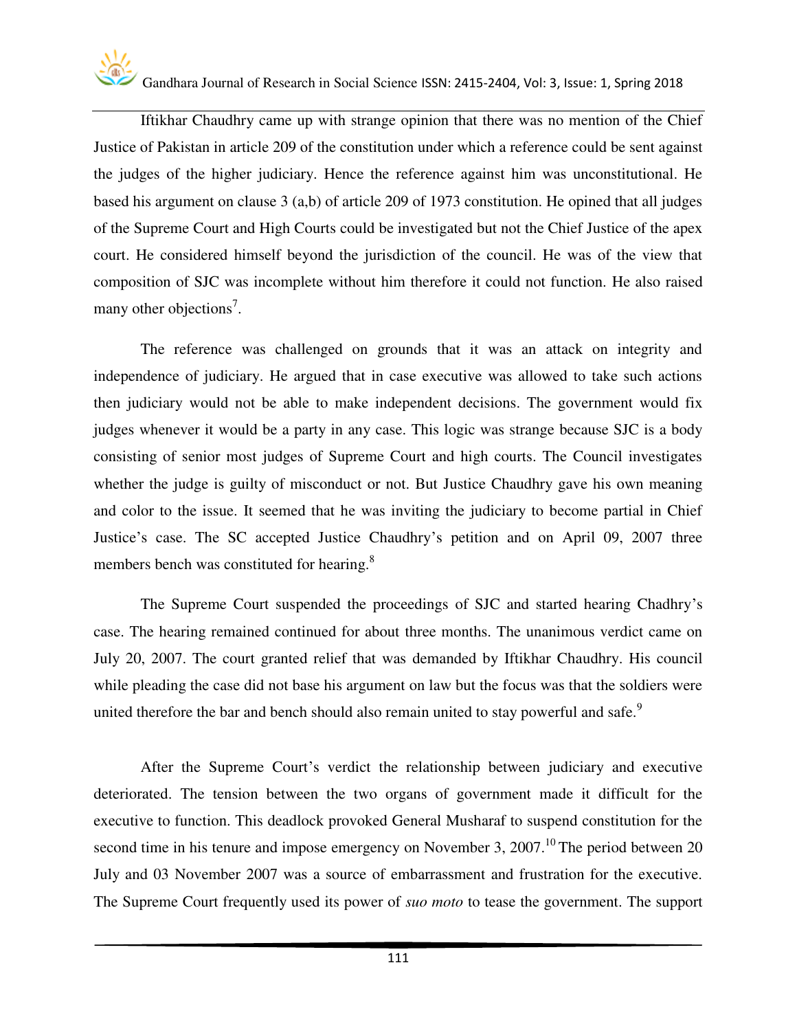Iftikhar Chaudhry came up with strange opinion that there was no mention of the Chief Justice of Pakistan in article 209 of the constitution under which a reference could be sent against the judges of the higher judiciary. Hence the reference against him was unconstitutional. He based his argument on clause 3 (a,b) of article 209 of 1973 constitution. He opined that all judges of the Supreme Court and High Courts could be investigated but not the Chief Justice of the apex court. He considered himself beyond the jurisdiction of the council. He was of the view that composition of SJC was incomplete without him therefore it could not function. He also raised many other objections[7].

The reference was challenged on grounds that it was an attack on integrity and independence of judiciary. He argued that in case executive was allowed to take such actions then judiciary would not be able to make independent decisions. The government would fix judges whenever it would be a party in any case. This logic was strange because SJC is a body consisting of senior most judges of Supreme Court and high courts. The Council investigates whether the judge is guilty of misconduct or not. But Justice Chaudhry gave his own meaning and color to the issue. It seemed that he was inviting the judiciary to become partial in Chief Justice's case. The SC accepted Justice Chaudhry's petition and on April 09, 2007 three members bench was constituted for hearing.[8]

The Supreme Court suspended the proceedings of SJC and started hearing Chadhry's case. The hearing remained continued for about three months. The unanimous verdict came on July 20, 2007. The court granted relief that was demanded by Iftikhar Chaudhry. His council while pleading the case did not base his argument on law but the focus was that the soldiers were united therefore the bar and bench should also remain united to stay powerful and safe.[9]

After the Supreme Court's verdict the relationship between judiciary and executive deteriorated. The tension between the two organs of government made it difficult for the executive to function. This deadlock provoked General Musharaf to suspend constitution for the second time in his tenure and impose emergency on November 3, 2007.[10] The period between 20 July and 03 November 2007 was a source of embarrassment and frustration for the executive. The Supreme Court frequently used its power of *suo moto* to tease the government. The support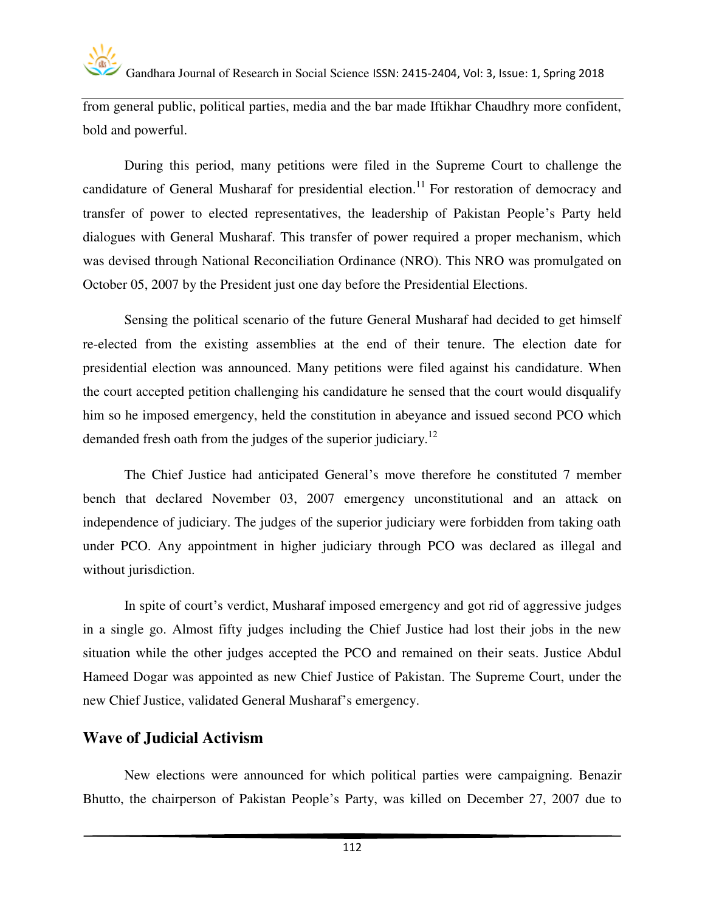from general public, political parties, media and the bar made Iftikhar Chaudhry more confident, bold and powerful.

During this period, many petitions were filed in the Supreme Court to challenge the candidature of General Musharaf for presidential election.[11] For restoration of democracy and transfer of power to elected representatives, the leadership of Pakistan People's Party held dialogues with General Musharaf. This transfer of power required a proper mechanism, which was devised through National Reconciliation Ordinance (NRO). This NRO was promulgated on October 05, 2007 by the President just one day before the Presidential Elections.

Sensing the political scenario of the future General Musharaf had decided to get himself re-elected from the existing assemblies at the end of their tenure. The election date for presidential election was announced. Many petitions were filed against his candidature. When the court accepted petition challenging his candidature he sensed that the court would disqualify him so he imposed emergency, held the constitution in abeyance and issued second PCO which demanded fresh oath from the judges of the superior judiciary.[12]

The Chief Justice had anticipated General's move therefore he constituted 7 member bench that declared November 03, 2007 emergency unconstitutional and an attack on independence of judiciary. The judges of the superior judiciary were forbidden from taking oath under PCO. Any appointment in higher judiciary through PCO was declared as illegal and without jurisdiction.

In spite of court's verdict, Musharaf imposed emergency and got rid of aggressive judges in a single go. Almost fifty judges including the Chief Justice had lost their jobs in the new situation while the other judges accepted the PCO and remained on their seats. Justice Abdul Hameed Dogar was appointed as new Chief Justice of Pakistan. The Supreme Court, under the new Chief Justice, validated General Musharaf's emergency.

## Wave of Judicial Activism

New elections were announced for which political parties were campaigning. Benazir Bhutto, the chairperson of Pakistan People's Party, was killed on December 27, 2007 due to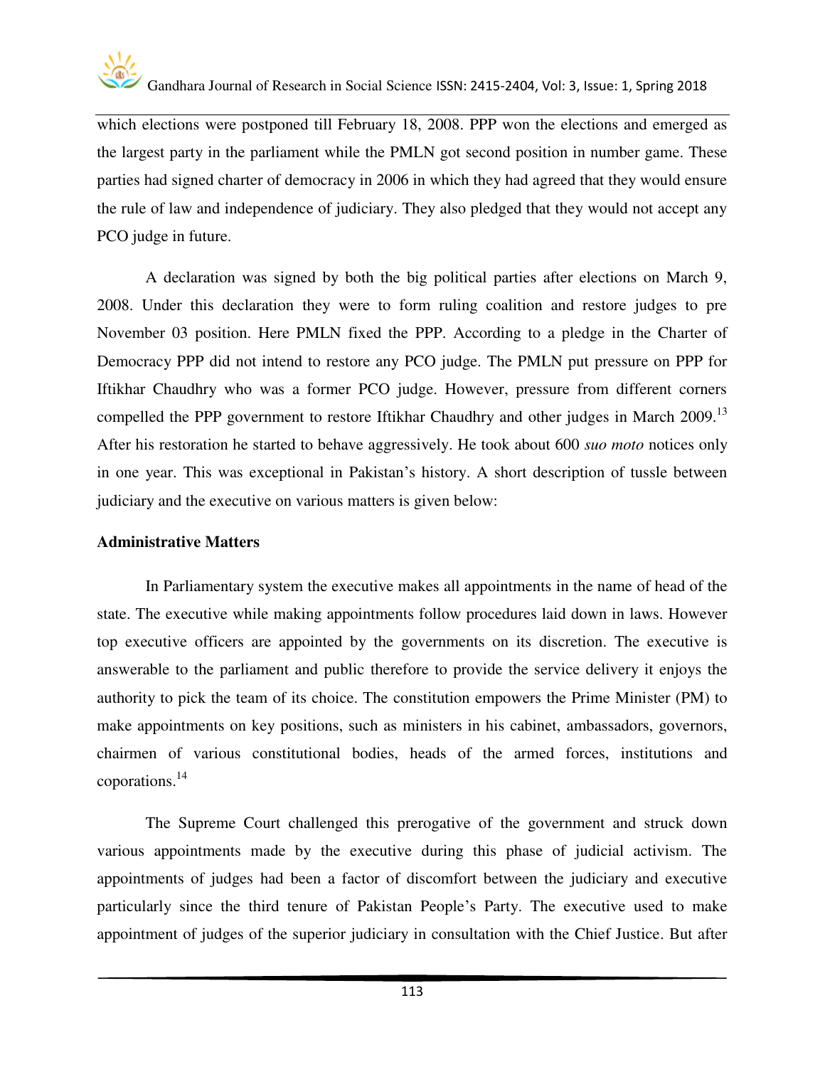which elections were postponed till February 18, 2008. PPP won the elections and emerged as the largest party in the parliament while the PMLN got second position in number game. These parties had signed charter of democracy in 2006 in which they had agreed that they would ensure the rule of law and independence of judiciary. They also pledged that they would not accept any PCO judge in future.

A declaration was signed by both the big political parties after elections on March 9, 2008. Under this declaration they were to form ruling coalition and restore judges to pre November 03 position. Here PMLN fixed the PPP. According to a pledge in the Charter of Democracy PPP did not intend to restore any PCO judge. The PMLN put pressure on PPP for Iftikhar Chaudhry who was a former PCO judge. However, pressure from different corners compelled the PPP government to restore Iftikhar Chaudhry and other judges in March 2009.[13] After his restoration he started to behave aggressively. He took about 600 *suo moto* notices only in one year. This was exceptional in Pakistan's history. A short description of tussle between judiciary and the executive on various matters is given below:

**Administrative Matters**

In Parliamentary system the executive makes all appointments in the name of head of the state. The executive while making appointments follow procedures laid down in laws. However top executive officers are appointed by the governments on its discretion. The executive is answerable to the parliament and public therefore to provide the service delivery it enjoys the authority to pick the team of its choice. The constitution empowers the Prime Minister (PM) to make appointments on key positions, such as ministers in his cabinet, ambassadors, governors, chairmen of various constitutional bodies, heads of the armed forces, institutions and coporations.[14]

The Supreme Court challenged this prerogative of the government and struck down various appointments made by the executive during this phase of judicial activism. The appointments of judges had been a factor of discomfort between the judiciary and executive particularly since the third tenure of Pakistan People's Party. The executive used to make appointment of judges of the superior judiciary in consultation with the Chief Justice. But after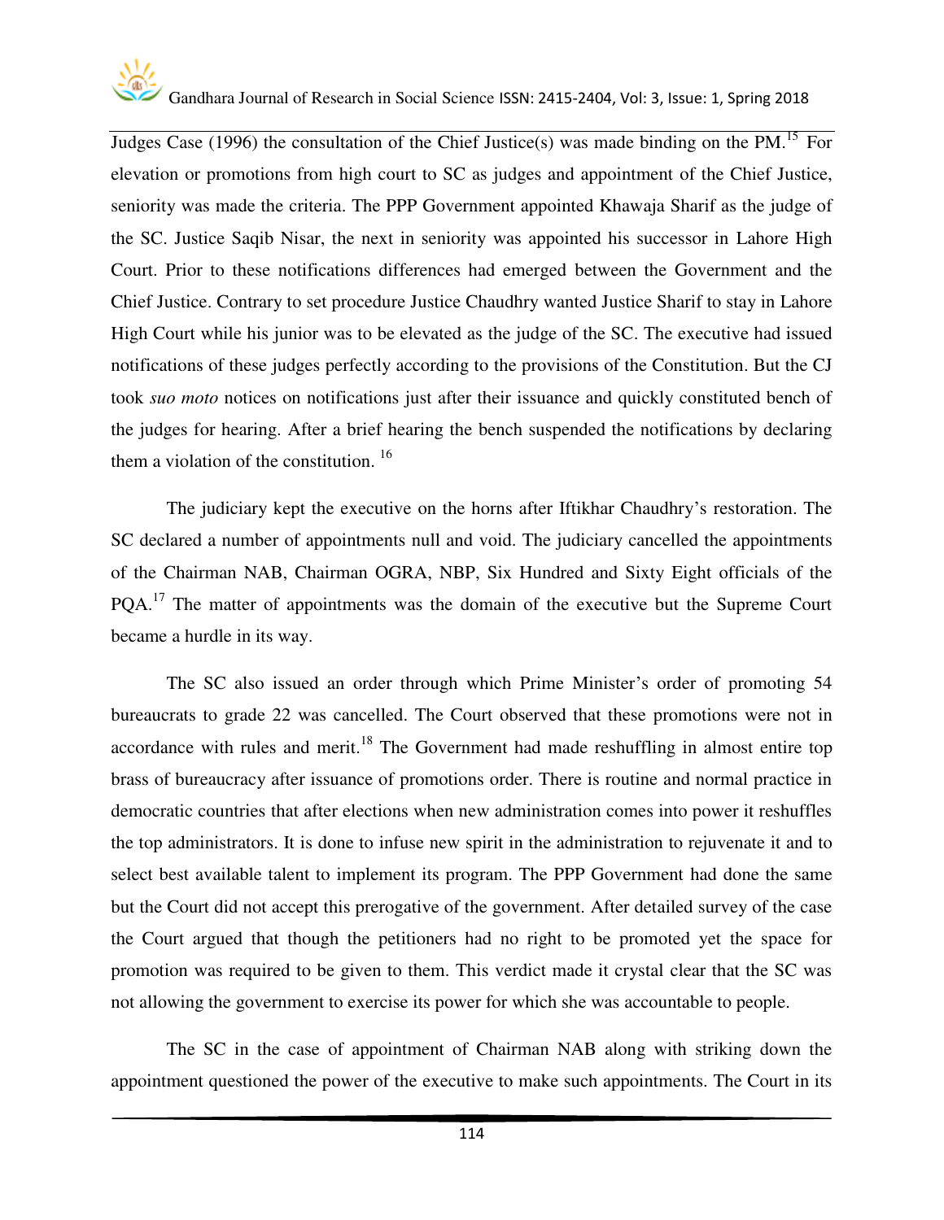Judges Case (1996) the consultation of the Chief Justice(s) was made binding on the PM.[15] For elevation or promotions from high court to SC as judges and appointment of the Chief Justice, seniority was made the criteria. The PPP Government appointed Khawaja Sharif as the judge of the SC. Justice Saqib Nisar, the next in seniority was appointed his successor in Lahore High Court. Prior to these notifications differences had emerged between the Government and the Chief Justice. Contrary to set procedure Justice Chaudhry wanted Justice Sharif to stay in Lahore High Court while his junior was to be elevated as the judge of the SC. The executive had issued notifications of these judges perfectly according to the provisions of the Constitution. But the CJ took *suo moto* notices on notifications just after their issuance and quickly constituted bench of the judges for hearing. After a brief hearing the bench suspended the notifications by declaring them a violation of the constitution. [16]

The judiciary kept the executive on the horns after Iftikhar Chaudhry's restoration. The SC declared a number of appointments null and void. The judiciary cancelled the appointments of the Chairman NAB, Chairman OGRA, NBP, Six Hundred and Sixty Eight officials of the PQA.[17] The matter of appointments was the domain of the executive but the Supreme Court became a hurdle in its way.

The SC also issued an order through which Prime Minister's order of promoting 54 bureaucrats to grade 22 was cancelled. The Court observed that these promotions were not in accordance with rules and merit.[18] The Government had made reshuffling in almost entire top brass of bureaucracy after issuance of promotions order. There is routine and normal practice in democratic countries that after elections when new administration comes into power it reshuffles the top administrators. It is done to infuse new spirit in the administration to rejuvenate it and to select best available talent to implement its program. The PPP Government had done the same but the Court did not accept this prerogative of the government. After detailed survey of the case the Court argued that though the petitioners had no right to be promoted yet the space for promotion was required to be given to them. This verdict made it crystal clear that the SC was not allowing the government to exercise its power for which she was accountable to people.

The SC in the case of appointment of Chairman NAB along with striking down the appointment questioned the power of the executive to make such appointments. The Court in its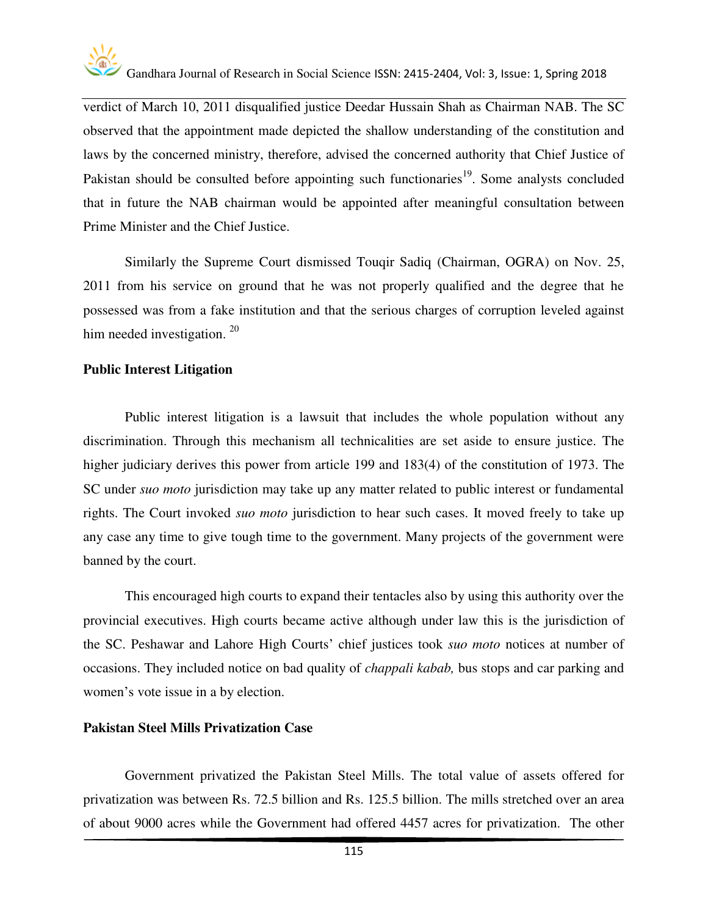verdict of March 10, 2011 disqualified justice Deedar Hussain Shah as Chairman NAB. The SC observed that the appointment made depicted the shallow understanding of the constitution and laws by the concerned ministry, therefore, advised the concerned authority that Chief Justice of Pakistan should be consulted before appointing such functionaries[19]. Some analysts concluded that in future the NAB chairman would be appointed after meaningful consultation between Prime Minister and the Chief Justice.

Similarly the Supreme Court dismissed Touqir Sadiq (Chairman, OGRA) on Nov. 25, 2011 from his service on ground that he was not properly qualified and the degree that he possessed was from a fake institution and that the serious charges of corruption leveled against him needed investigation. [20]

**Public Interest Litigation**

Public interest litigation is a lawsuit that includes the whole population without any discrimination. Through this mechanism all technicalities are set aside to ensure justice. The higher judiciary derives this power from article 199 and 183(4) of the constitution of 1973. The SC under *suo moto* jurisdiction may take up any matter related to public interest or fundamental rights. The Court invoked *suo moto* jurisdiction to hear such cases. It moved freely to take up any case any time to give tough time to the government. Many projects of the government were banned by the court.

This encouraged high courts to expand their tentacles also by using this authority over the provincial executives. High courts became active although under law this is the jurisdiction of the SC. Peshawar and Lahore High Courts' chief justices took *suo moto* notices at number of occasions. They included notice on bad quality of *chappali kabab,* bus stops and car parking and women's vote issue in a by election.

**Pakistan Steel Mills Privatization Case**

Government privatized the Pakistan Steel Mills. The total value of assets offered for privatization was between Rs. 72.5 billion and Rs. 125.5 billion. The mills stretched over an area of about 9000 acres while the Government had offered 4457 acres for privatization. The other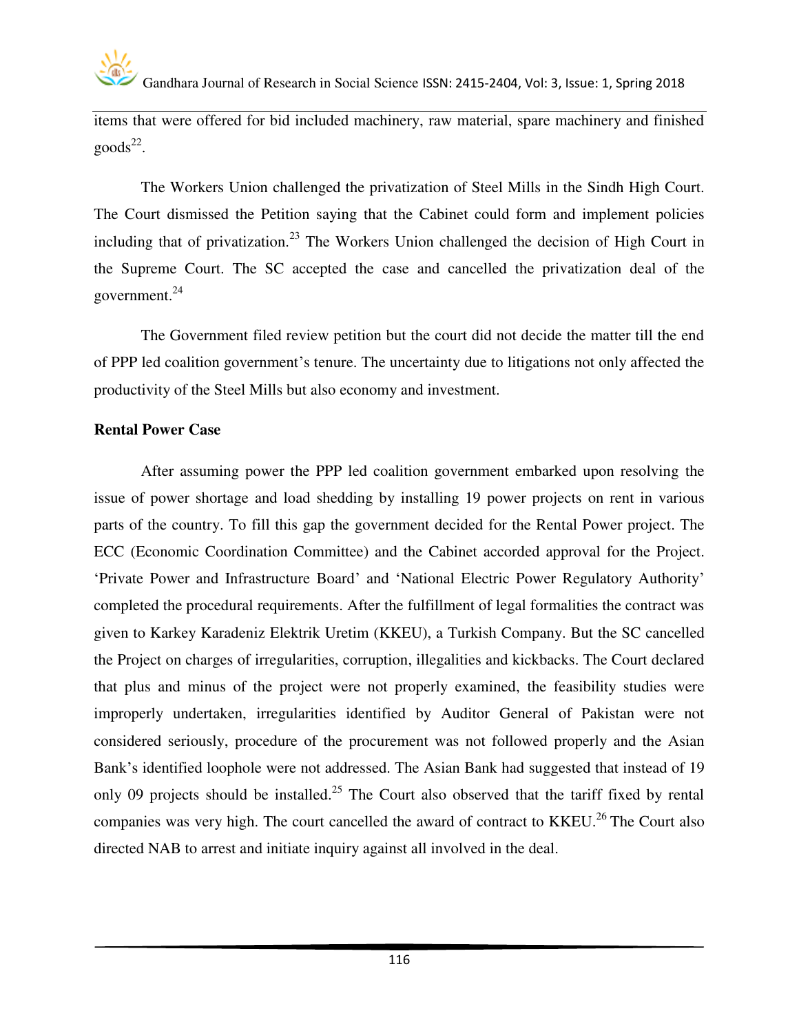items that were offered for bid included machinery, raw material, spare machinery and finished goods[22].

The Workers Union challenged the privatization of Steel Mills in the Sindh High Court. The Court dismissed the Petition saying that the Cabinet could form and implement policies including that of privatization.[23] The Workers Union challenged the decision of High Court in the Supreme Court. The SC accepted the case and cancelled the privatization deal of the government.[24]

The Government filed review petition but the court did not decide the matter till the end of PPP led coalition government's tenure. The uncertainty due to litigations not only affected the productivity of the Steel Mills but also economy and investment.

**Rental Power Case**

After assuming power the PPP led coalition government embarked upon resolving the issue of power shortage and load shedding by installing 19 power projects on rent in various parts of the country. To fill this gap the government decided for the Rental Power project. The ECC (Economic Coordination Committee) and the Cabinet accorded approval for the Project. 'Private Power and Infrastructure Board' and 'National Electric Power Regulatory Authority' completed the procedural requirements. After the fulfillment of legal formalities the contract was given to Karkey Karadeniz Elektrik Uretim (KKEU), a Turkish Company. But the SC cancelled the Project on charges of irregularities, corruption, illegalities and kickbacks. The Court declared that plus and minus of the project were not properly examined, the feasibility studies were improperly undertaken, irregularities identified by Auditor General of Pakistan were not considered seriously, procedure of the procurement was not followed properly and the Asian Bank's identified loophole were not addressed. The Asian Bank had suggested that instead of 19 only 09 projects should be installed.[25] The Court also observed that the tariff fixed by rental companies was very high. The court cancelled the award of contract to KKEU.[26] The Court also directed NAB to arrest and initiate inquiry against all involved in the deal.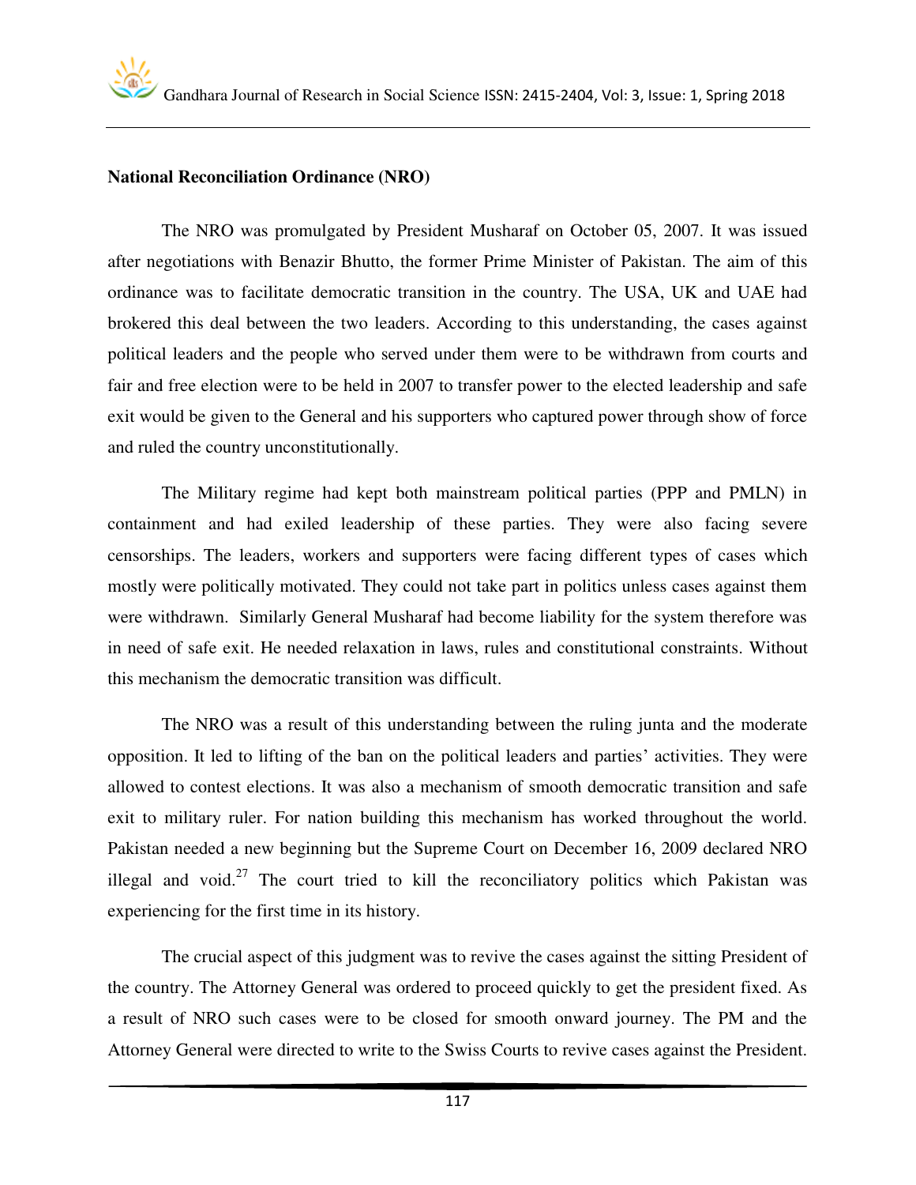**National Reconciliation Ordinance (NRO)**

The NRO was promulgated by President Musharaf on October 05, 2007. It was issued after negotiations with Benazir Bhutto, the former Prime Minister of Pakistan. The aim of this ordinance was to facilitate democratic transition in the country. The USA, UK and UAE had brokered this deal between the two leaders. According to this understanding, the cases against political leaders and the people who served under them were to be withdrawn from courts and fair and free election were to be held in 2007 to transfer power to the elected leadership and safe exit would be given to the General and his supporters who captured power through show of force and ruled the country unconstitutionally.

The Military regime had kept both mainstream political parties (PPP and PMLN) in containment and had exiled leadership of these parties. They were also facing severe censorships. The leaders, workers and supporters were facing different types of cases which mostly were politically motivated. They could not take part in politics unless cases against them were withdrawn. Similarly General Musharaf had become liability for the system therefore was in need of safe exit. He needed relaxation in laws, rules and constitutional constraints. Without this mechanism the democratic transition was difficult.

The NRO was a result of this understanding between the ruling junta and the moderate opposition. It led to lifting of the ban on the political leaders and parties' activities. They were allowed to contest elections. It was also a mechanism of smooth democratic transition and safe exit to military ruler. For nation building this mechanism has worked throughout the world. Pakistan needed a new beginning but the Supreme Court on December 16, 2009 declared NRO illegal and void.[27] The court tried to kill the reconciliatory politics which Pakistan was experiencing for the first time in its history.

The crucial aspect of this judgment was to revive the cases against the sitting President of the country. The Attorney General was ordered to proceed quickly to get the president fixed. As a result of NRO such cases were to be closed for smooth onward journey. The PM and the Attorney General were directed to write to the Swiss Courts to revive cases against the President.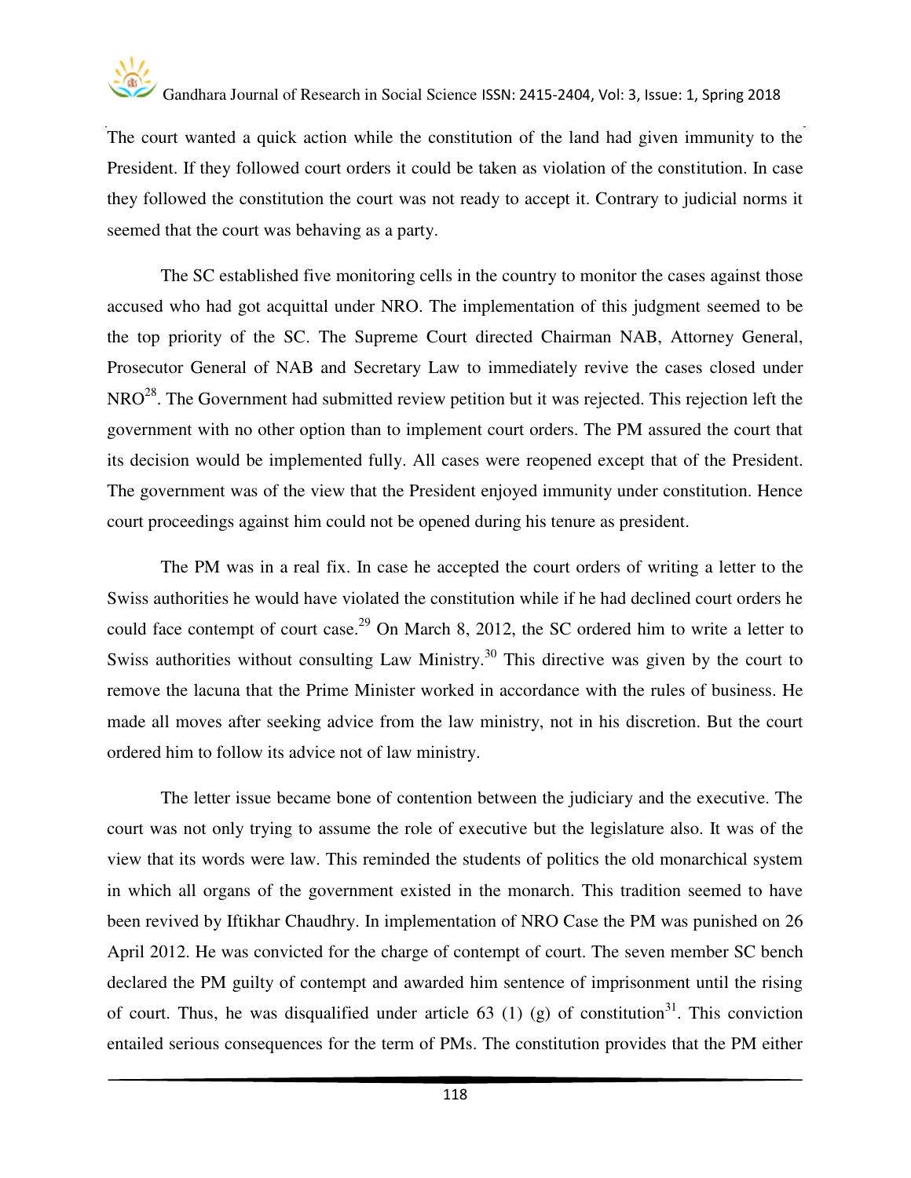The court wanted a quick action while the constitution of the land had given immunity to the President. If they followed court orders it could be taken as violation of the constitution. In case they followed the constitution the court was not ready to accept it. Contrary to judicial norms it seemed that the court was behaving as a party.

The SC established five monitoring cells in the country to monitor the cases against those accused who had got acquittal under NRO. The implementation of this judgment seemed to be the top priority of the SC. The Supreme Court directed Chairman NAB, Attorney General, Prosecutor General of NAB and Secretary Law to immediately revive the cases closed under NRO[28]. The Government had submitted review petition but it was rejected. This rejection left the government with no other option than to implement court orders. The PM assured the court that its decision would be implemented fully. All cases were reopened except that of the President. The government was of the view that the President enjoyed immunity under constitution. Hence court proceedings against him could not be opened during his tenure as president.

The PM was in a real fix. In case he accepted the court orders of writing a letter to the Swiss authorities he would have violated the constitution while if he had declined court orders he could face contempt of court case.[29] On March 8, 2012, the SC ordered him to write a letter to Swiss authorities without consulting Law Ministry.[30] This directive was given by the court to remove the lacuna that the Prime Minister worked in accordance with the rules of business. He made all moves after seeking advice from the law ministry, not in his discretion. But the court ordered him to follow its advice not of law ministry.

The letter issue became bone of contention between the judiciary and the executive. The court was not only trying to assume the role of executive but the legislature also. It was of the view that its words were law. This reminded the students of politics the old monarchical system in which all organs of the government existed in the monarch. This tradition seemed to have been revived by Iftikhar Chaudhry. In implementation of NRO Case the PM was punished on 26 April 2012. He was convicted for the charge of contempt of court. The seven member SC bench declared the PM guilty of contempt and awarded him sentence of imprisonment until the rising of court. Thus, he was disqualified under article 63 (1) (g) of constitution[31]. This conviction entailed serious consequences for the term of PMs. The constitution provides that the PM either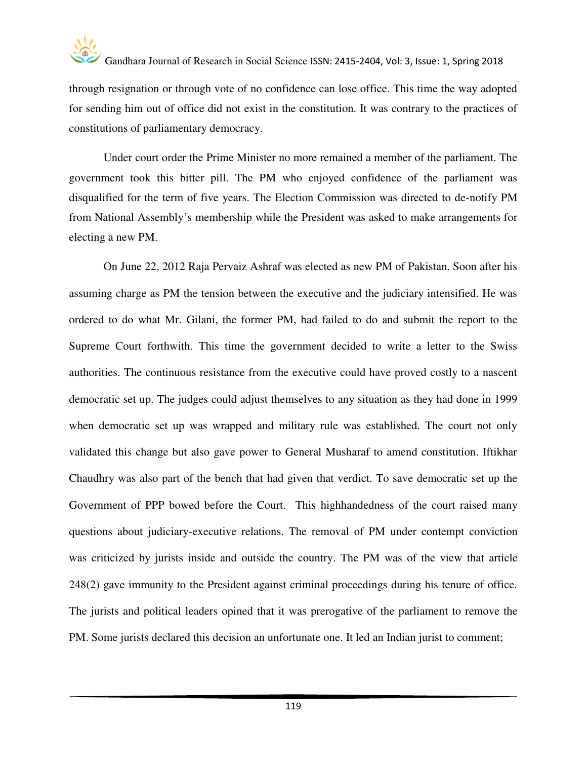through resignation or through vote of no confidence can lose office. This time the way adopted for sending him out of office did not exist in the constitution. It was contrary to the practices of constitutions of parliamentary democracy.

Under court order the Prime Minister no more remained a member of the parliament. The government took this bitter pill. The PM who enjoyed confidence of the parliament was disqualified for the term of five years. The Election Commission was directed to de-notify PM from National Assembly's membership while the President was asked to make arrangements for electing a new PM.

On June 22, 2012 Raja Pervaiz Ashraf was elected as new PM of Pakistan. Soon after his assuming charge as PM the tension between the executive and the judiciary intensified. He was ordered to do what Mr. Gilani, the former PM, had failed to do and submit the report to the Supreme Court forthwith. This time the government decided to write a letter to the Swiss authorities. The continuous resistance from the executive could have proved costly to a nascent democratic set up. The judges could adjust themselves to any situation as they had done in 1999 when democratic set up was wrapped and military rule was established. The court not only validated this change but also gave power to General Musharaf to amend constitution. Iftikhar Chaudhry was also part of the bench that had given that verdict. To save democratic set up the Government of PPP bowed before the Court. This highhandedness of the court raised many questions about judiciary-executive relations. The removal of PM under contempt conviction was criticized by jurists inside and outside the country. The PM was of the view that article 248(2) gave immunity to the President against criminal proceedings during his tenure of office. The jurists and political leaders opined that it was prerogative of the parliament to remove the PM. Some jurists declared this decision an unfortunate one. It led an Indian jurist to comment;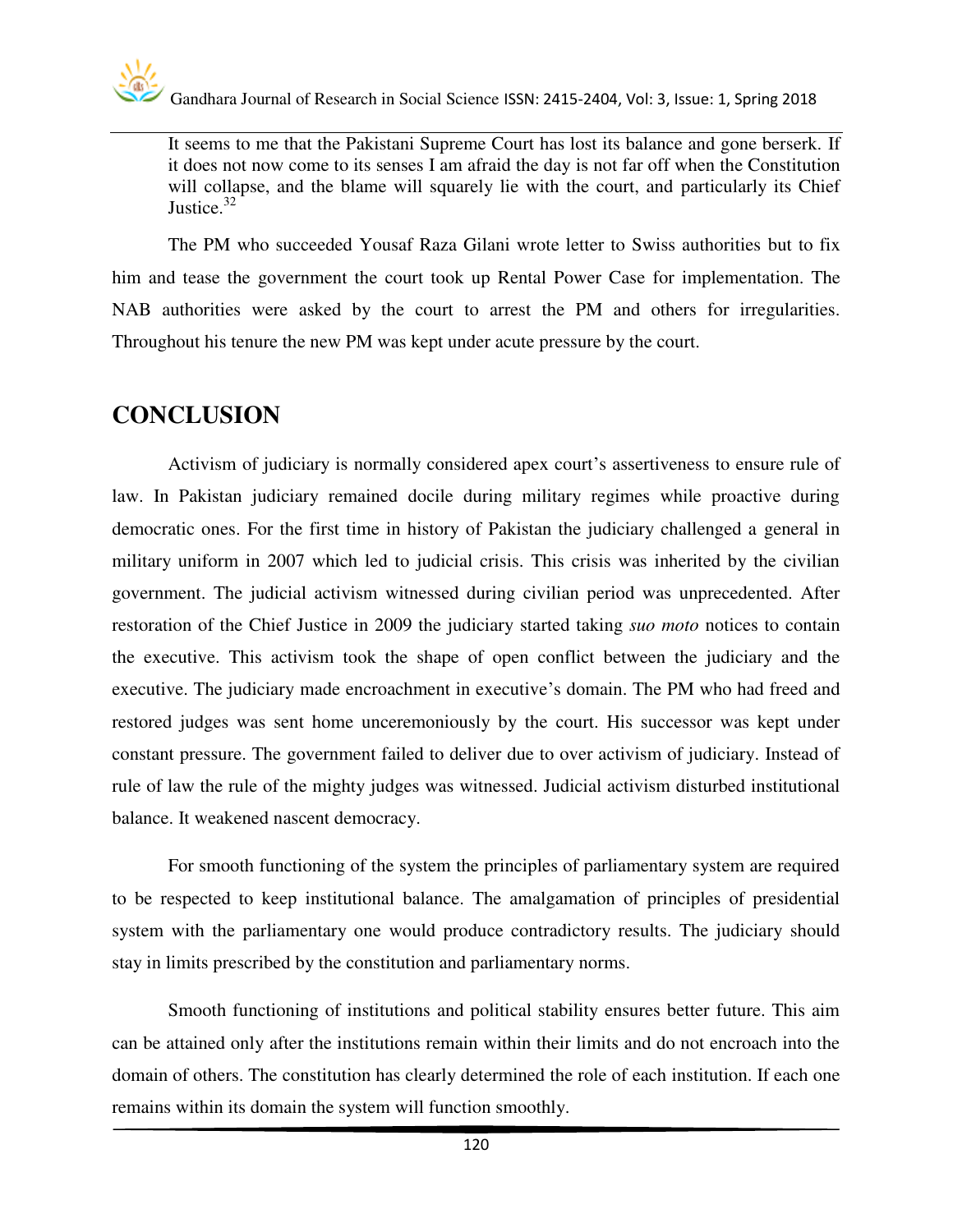> It seems to me that the Pakistani Supreme Court has lost its balance and gone berserk. If it does not now come to its senses I am afraid the day is not far off when the Constitution will collapse, and the blame will squarely lie with the court, and particularly its Chief Justice.[32]

The PM who succeeded Yousaf Raza Gilani wrote letter to Swiss authorities but to fix him and tease the government the court took up Rental Power Case for implementation. The NAB authorities were asked by the court to arrest the PM and others for irregularities. Throughout his tenure the new PM was kept under acute pressure by the court.

## CONCLUSION

Activism of judiciary is normally considered apex court's assertiveness to ensure rule of law. In Pakistan judiciary remained docile during military regimes while proactive during democratic ones. For the first time in history of Pakistan the judiciary challenged a general in military uniform in 2007 which led to judicial crisis. This crisis was inherited by the civilian government. The judicial activism witnessed during civilian period was unprecedented. After restoration of the Chief Justice in 2009 the judiciary started taking *suo moto* notices to contain the executive. This activism took the shape of open conflict between the judiciary and the executive. The judiciary made encroachment in executive's domain. The PM who had freed and restored judges was sent home unceremoniously by the court. His successor was kept under constant pressure. The government failed to deliver due to over activism of judiciary. Instead of rule of law the rule of the mighty judges was witnessed. Judicial activism disturbed institutional balance. It weakened nascent democracy.

For smooth functioning of the system the principles of parliamentary system are required to be respected to keep institutional balance. The amalgamation of principles of presidential system with the parliamentary one would produce contradictory results. The judiciary should stay in limits prescribed by the constitution and parliamentary norms.

Smooth functioning of institutions and political stability ensures better future. This aim can be attained only after the institutions remain within their limits and do not encroach into the domain of others. The constitution has clearly determined the role of each institution. If each one remains within its domain the system will function smoothly.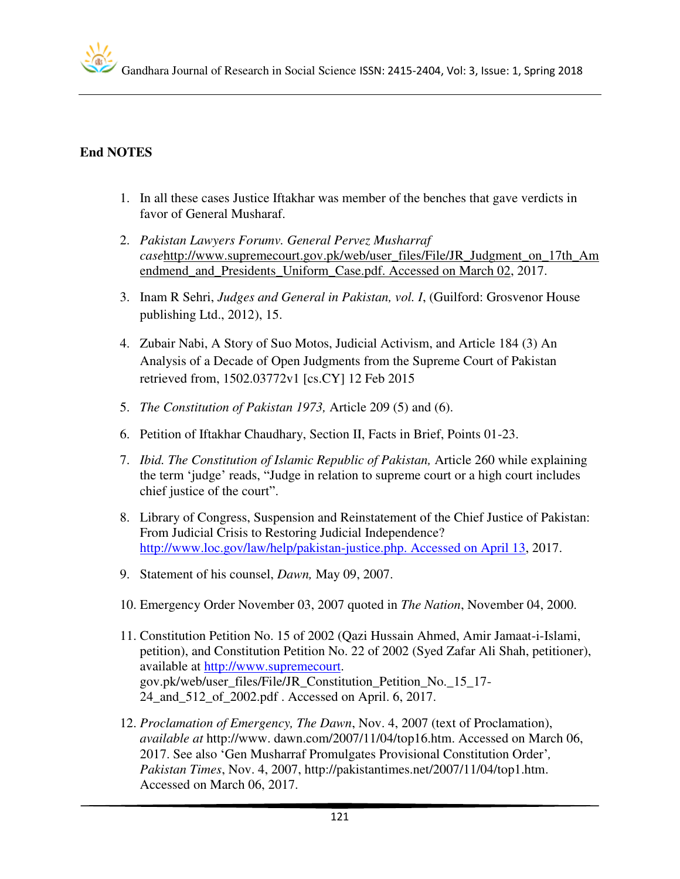**End NOTES**

1. In all these cases Justice Iftakhar was member of the benches that gave verdicts in favor of General Musharaf.

2. *Pakistan Lawyers Forumv. General Pervez Musharraf case*http://www.supremecourt.gov.pk/web/user_files/File/JR_Judgment_on_17th_Amendmend_and_Presidents_Uniform_Case.pdf. Accessed on March 02, 2017.

3. Inam R Sehri, *Judges and General in Pakistan, vol. I*, (Guilford: Grosvenor House publishing Ltd., 2012), 15.

4. Zubair Nabi, A Story of Suo Motos, Judicial Activism, and Article 184 (3) An Analysis of a Decade of Open Judgments from the Supreme Court of Pakistan retrieved from, 1502.03772v1 [cs.CY] 12 Feb 2015

5. *The Constitution of Pakistan 1973,* Article 209 (5) and (6).

6. Petition of Iftakhar Chaudhary, Section II, Facts in Brief, Points 01-23.

7. *Ibid. The Constitution of Islamic Republic of Pakistan,* Article 260 while explaining the term 'judge' reads, "Judge in relation to supreme court or a high court includes chief justice of the court".

8. Library of Congress, Suspension and Reinstatement of the Chief Justice of Pakistan: From Judicial Crisis to Restoring Judicial Independence? http://www.loc.gov/law/help/pakistan-justice.php. Accessed on April 13, 2017.

9. Statement of his counsel, *Dawn,* May 09, 2007.

10. Emergency Order November 03, 2007 quoted in *The Nation*, November 04, 2000.

11. Constitution Petition No. 15 of 2002 (Qazi Hussain Ahmed, Amir Jamaat-i-Islami, petition), and Constitution Petition No. 22 of 2002 (Syed Zafar Ali Shah, petitioner), available at http://www.supremecourt. gov.pk/web/user_files/File/JR_Constitution_Petition_No._15_17-24_and_512_of_2002.pdf . Accessed on April. 6, 2017.

12. *Proclamation of Emergency, The Dawn*, Nov. 4, 2007 (text of Proclamation), *available at* http://www. dawn.com/2007/11/04/top16.htm. Accessed on March 06, 2017. See also 'Gen Musharraf Promulgates Provisional Constitution Order', *Pakistan Times*, Nov. 4, 2007, http://pakistantimes.net/2007/11/04/top1.htm. Accessed on March 06, 2017.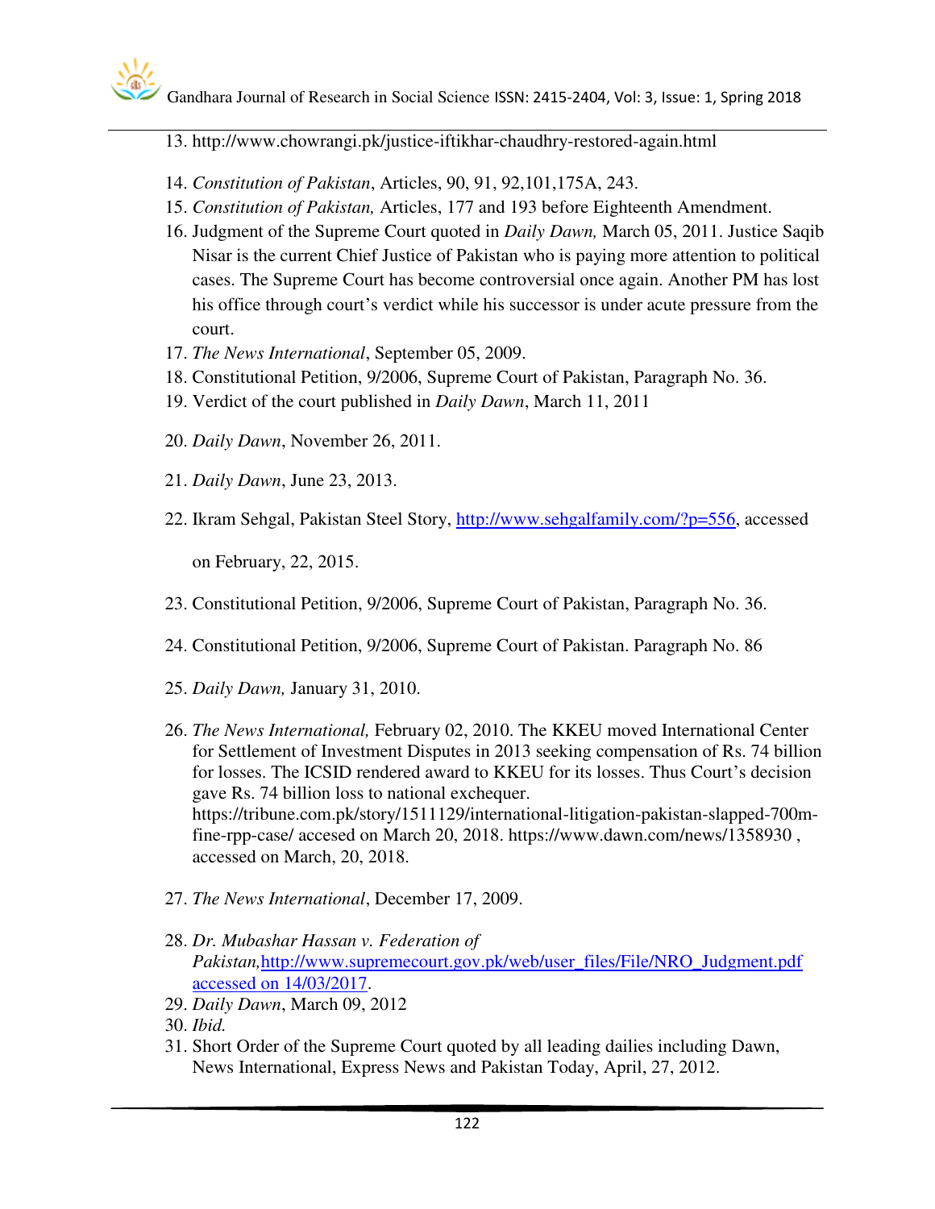13. http://www.chowrangi.pk/justice-iftikhar-chaudhry-restored-again.html
14. *Constitution of Pakistan*, Articles, 90, 91, 92,101,175A, 243.
15. *Constitution of Pakistan,* Articles, 177 and 193 before Eighteenth Amendment.
16. Judgment of the Supreme Court quoted in *Daily Dawn,* March 05, 2011. Justice Saqib Nisar is the current Chief Justice of Pakistan who is paying more attention to political cases. The Supreme Court has become controversial once again. Another PM has lost his office through court's verdict while his successor is under acute pressure from the court.
17. *The News International*, September 05, 2009.
18. Constitutional Petition, 9/2006, Supreme Court of Pakistan, Paragraph No. 36.
19. Verdict of the court published in *Daily Dawn*, March 11, 2011
20. *Daily Dawn*, November 26, 2011.
21. *Daily Dawn*, June 23, 2013.
22. Ikram Sehgal, Pakistan Steel Story, http://www.sehgalfamily.com/?p=556, accessed on February, 22, 2015.
23. Constitutional Petition, 9/2006, Supreme Court of Pakistan, Paragraph No. 36.
24. Constitutional Petition, 9/2006, Supreme Court of Pakistan. Paragraph No. 86
25. *Daily Dawn,* January 31, 2010.
26. *The News International,* February 02, 2010. The KKEU moved International Center for Settlement of Investment Disputes in 2013 seeking compensation of Rs. 74 billion for losses. The ICSID rendered award to KKEU for its losses. Thus Court's decision gave Rs. 74 billion loss to national exchequer. https://tribune.com.pk/story/1511129/international-litigation-pakistan-slapped-700m-fine-rpp-case/ accesed on March 20, 2018. https://www.dawn.com/news/1358930 , accessed on March, 20, 2018.
27. *The News International*, December 17, 2009.
28. *Dr. Mubashar Hassan v. Federation of Pakistan,*http://www.supremecourt.gov.pk/web/user_files/File/NRO_Judgment.pdf accessed on 14/03/2017.
29. *Daily Dawn*, March 09, 2012
30. *Ibid.*
31. Short Order of the Supreme Court quoted by all leading dailies including Dawn, News International, Express News and Pakistan Today, April, 27, 2012.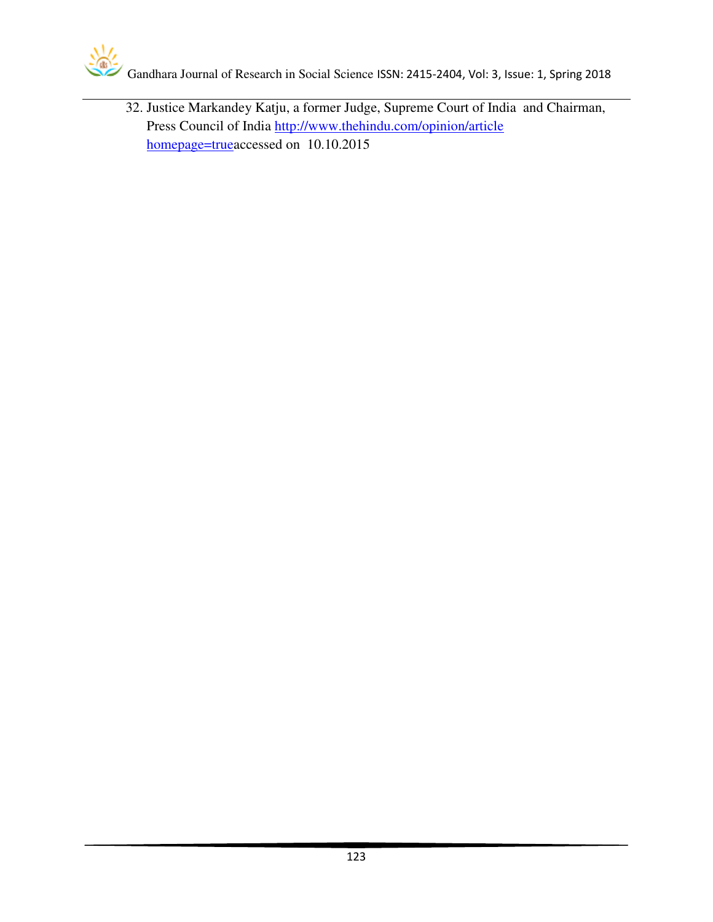32. Justice Markandey Katju, a former Judge, Supreme Court of India and Chairman, Press Council of India http://www.thehindu.com/opinion/article homepage=trueaccessed on 10.10.2015